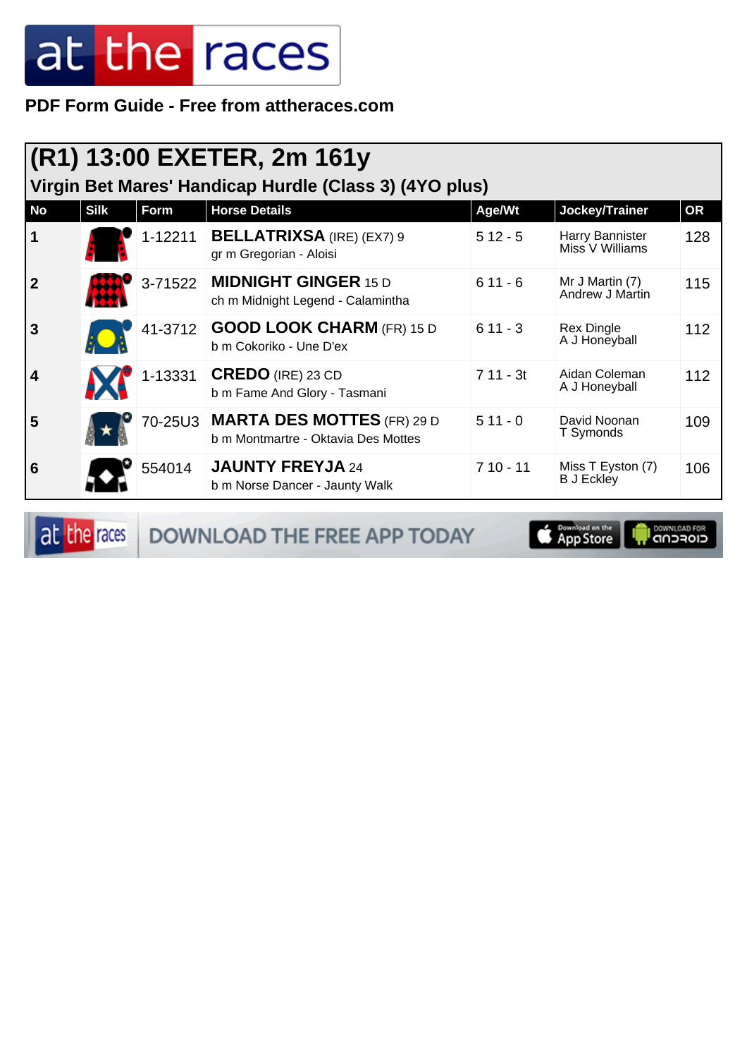**PDF Form Guide - Free from attheraces.com**

# (R1) 13:00 EXETER, 2m 161y

## Virgin Bet Mares' Handicap Hurdle (Class 3) (4YO plus)

| No | Silk | Form | Horse Details | Age/Wt | Jockey/Trainer | OR |
|---|---|---|---|---|---|---|
| 1 | | 1-12211 | **BELLATRIXSA** (IRE) (EX7) 9<br>gr m Gregorian - Aloisi | 5 12 - 5 | Harry Bannister<br>Miss V Williams | 128 |
| 2 | | 3-71522 | **MIDNIGHT GINGER** 15 D<br>ch m Midnight Legend - Calamintha | 6 11 - 6 | Mr J Martin (7)<br>Andrew J Martin | 115 |
| 3 | | 41-3712 | **GOOD LOOK CHARM** (FR) 15 D<br>b m Cokoriko - Une D'ex | 6 11 - 3 | Rex Dingle<br>A J Honeyball | 112 |
| 4 | | 1-13331 | **CREDO** (IRE) 23 CD<br>b m Fame And Glory - Tasmani | 7 11 - 3t | Aidan Coleman<br>A J Honeyball | 112 |
| 5 | | 70-25U3 | **MARTA DES MOTTES** (FR) 29 D<br>b m Montmartre - Oktavia Des Mottes | 5 11 - 0 | David Noonan<br>T Symonds | 109 |
| 6 | | 554014 | **JAUNTY FREYJA** 24<br>b m Norse Dancer - Jaunty Walk | 7 10 - 11 | Miss T Eyston (7)<br>B J Eckley | 106 |

DOWNLOAD THE FREE APP TODAY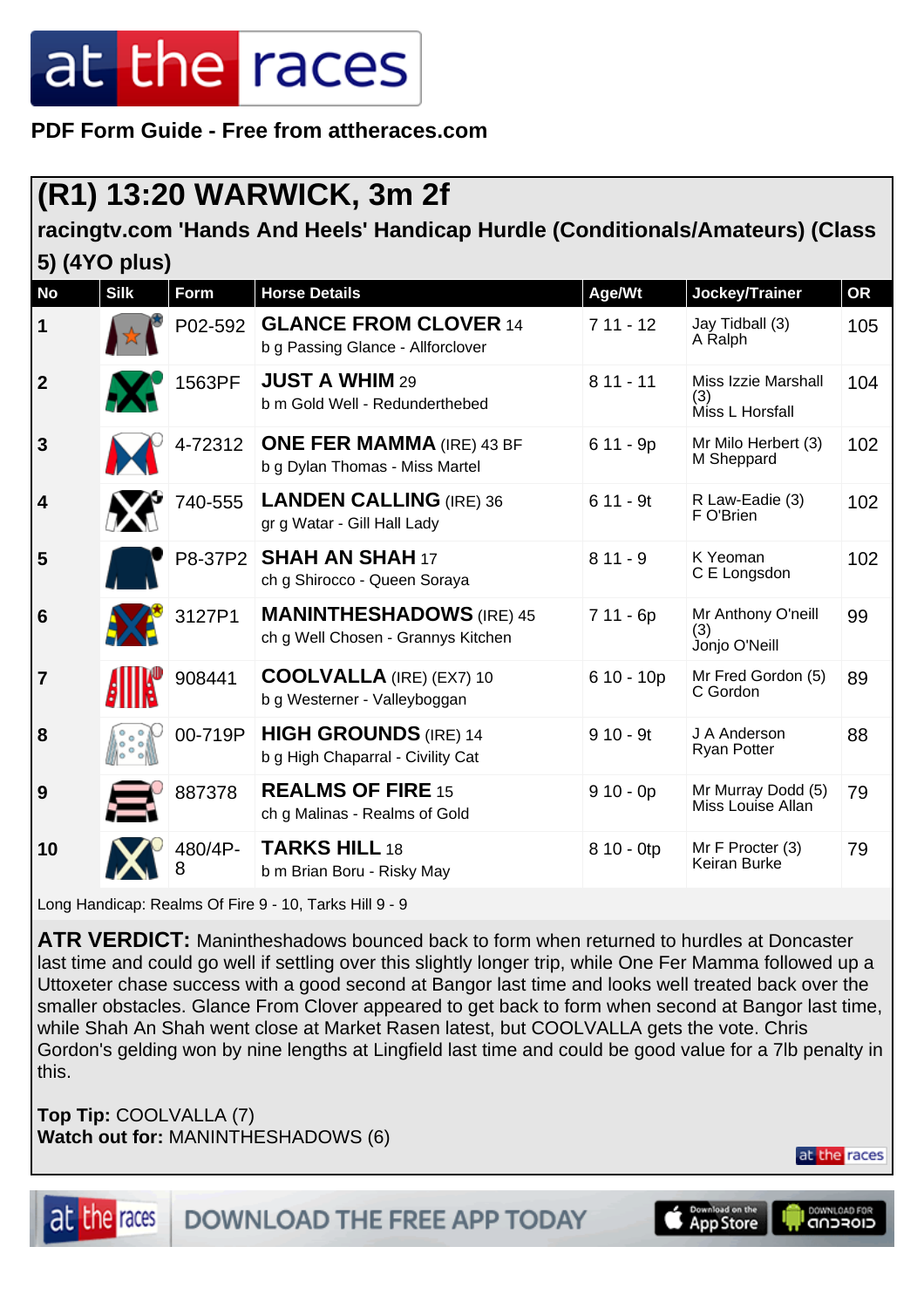# (R1) 13:20 WARWICK, 3m 2f

**racingtv.com 'Hands And Heels' Handicap Hurdle (Conditionals/Amateurs) (Class 5) (4YO plus)**

| No | Silk | Form | Horse Details | Age/Wt | Jockey/Trainer | OR |
|---|---|---|---|---|---|---|
| 1 | | P02-592 | **GLANCE FROM CLOVER** 14<br>b g Passing Glance - Allforclover | 7 11 - 12 | Jay Tidball (3)<br>A Ralph | 105 |
| 2 | | 1563PF | **JUST A WHIM** 29<br>b m Gold Well - Redunderthebed | 8 11 - 11 | Miss Izzie Marshall (3)<br>Miss L Horsfall | 104 |
| 3 | | 4-72312 | **ONE FER MAMMA** (IRE) 43 BF<br>b g Dylan Thomas - Miss Martel | 6 11 - 9p | Mr Milo Herbert (3)<br>M Sheppard | 102 |
| 4 | | 740-555 | **LANDEN CALLING** (IRE) 36<br>gr g Watar - Gill Hall Lady | 6 11 - 9t | R Law-Eadie (3)<br>F O'Brien | 102 |
| 5 | | P8-37P2 | **SHAH AN SHAH** 17<br>ch g Shirocco - Queen Soraya | 8 11 - 9 | K Yeoman<br>C E Longsdon | 102 |
| 6 | | 3127P1 | **MANINTHESHADOWS** (IRE) 45<br>ch g Well Chosen - Grannys Kitchen | 7 11 - 6p | Mr Anthony O'neill (3)<br>Jonjo O'Neill | 99 |
| 7 | | 908441 | **COOLVALLA** (IRE) (EX7) 10<br>b g Westerner - Valleyboggan | 6 10 - 10p | Mr Fred Gordon (5)<br>C Gordon | 89 |
| 8 | | 00-719P | **HIGH GROUNDS** (IRE) 14<br>b g High Chaparral - Civility Cat | 9 10 - 9t | J A Anderson<br>Ryan Potter | 88 |
| 9 | | 887378 | **REALMS OF FIRE** 15<br>ch g Malinas - Realms of Gold | 9 10 - 0p | Mr Murray Dodd (5)<br>Miss Louise Allan | 79 |
| 10 | | 480/4P-8 | **TARKS HILL** 18<br>b m Brian Boru - Risky May | 8 10 - 0tp | Mr F Procter (3)<br>Keiran Burke | 79 |

Long Handicap: Realms Of Fire 9 - 10, Tarks Hill 9 - 9

**ATR VERDICT:** Manintheshadows bounced back to form when returned to hurdles at Doncaster last time and could go well if settling over this slightly longer trip, while One Fer Mamma followed up a Uttoxeter chase success with a good second at Bangor last time and looks well treated back over the smaller obstacles. Glance From Clover appeared to get back to form when second at Bangor last time, while Shah An Shah went close at Market Rasen latest, but COOLVALLA gets the vote. Chris Gordon's gelding won by nine lengths at Lingfield last time and could be good value for a 7lb penalty in this.

**Top Tip:** COOLVALLA (7)
**Watch out for:** MANINTHESHADOWS (6)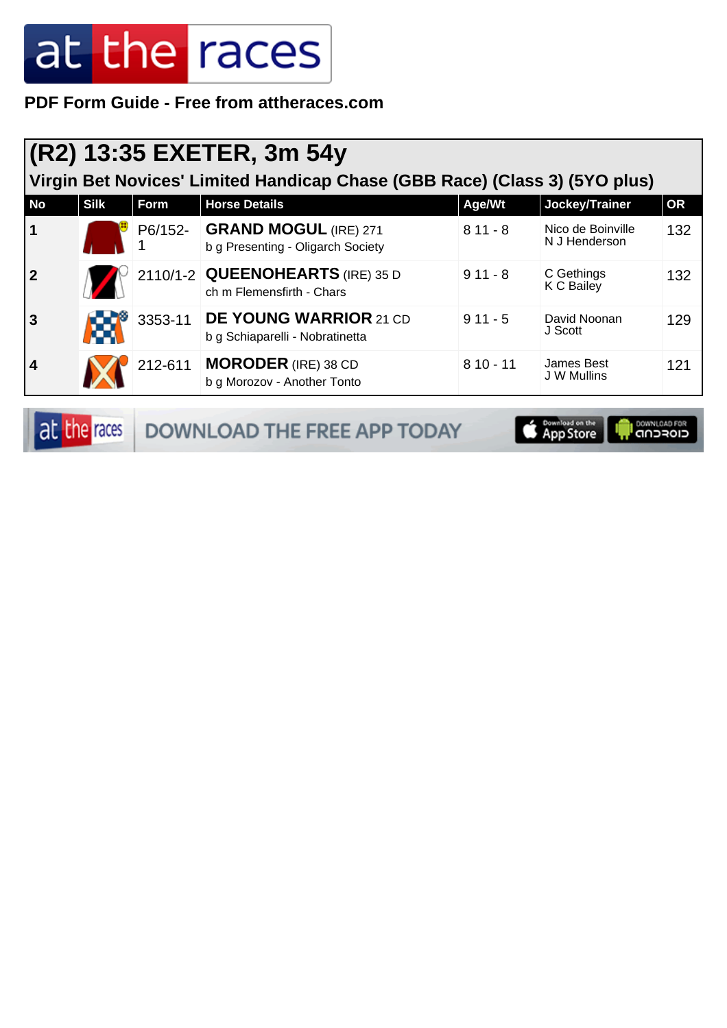PDF Form Guide - Free from attheraces.com

## (R2) 13:35 EXETER, 3m 54y

### Virgin Bet Novices' Limited Handicap Chase (GBB Race) (Class 3) (5YO plus)

| No | Silk | Form | Horse Details | Age/Wt | Jockey/Trainer | OR |
|---|---|---|---|---|---|---|
| 1 | | P6/152-1 | **GRAND MOGUL** (IRE) 271<br>b g Presenting - Oligarch Society | 8 11 - 8 | Nico de Boinville<br>N J Henderson | 132 |
| 2 | | 2110/1-2 | **QUEENOHEARTS** (IRE) 35 D<br>ch m Flemensfirth - Chars | 9 11 - 8 | C Gethings<br>K C Bailey | 132 |
| 3 | | 3353-11 | **DE YOUNG WARRIOR** 21 CD<br>b g Schiaparelli - Nobratinetta | 9 11 - 5 | David Noonan<br>J Scott | 129 |
| 4 | | 212-611 | **MORODER** (IRE) 38 CD<br>b g Morozov - Another Tonto | 8 10 - 11 | James Best<br>J W Mullins | 121 |

DOWNLOAD THE FREE APP TODAY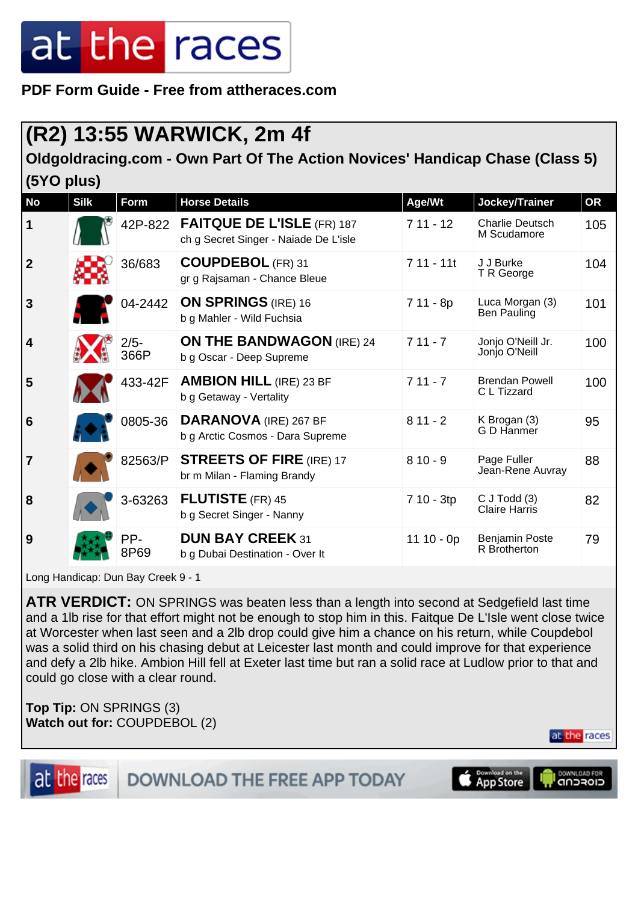# at the races

**PDF Form Guide - Free from attheraces.com**

## (R2) 13:55 WARWICK, 2m 4f

### Oldgoldracing.com - Own Part Of The Action Novices' Handicap Chase (Class 5) (5YO plus)

| No | Silk | Form | Horse Details | Age/Wt | Jockey/Trainer | OR |
|---|---|---|---|---|---|---|
| 1 | | 42P-822 | **FAITQUE DE L'ISLE** (FR) 187<br>ch g Secret Singer - Naiade De L'isle | 7 11 - 12 | Charlie Deutsch<br>M Scudamore | 105 |
| 2 | | 36/683 | **COUPDEBOL** (FR) 31<br>gr g Rajsaman - Chance Bleue | 7 11 - 11t | J J Burke<br>T R George | 104 |
| 3 | | 04-2442 | **ON SPRINGS** (IRE) 16<br>b g Mahler - Wild Fuchsia | 7 11 - 8p | Luca Morgan (3)<br>Ben Pauling | 101 |
| 4 | | 2/5-366P | **ON THE BANDWAGON** (IRE) 24<br>b g Oscar - Deep Supreme | 7 11 - 7 | Jonjo O'Neill Jr.<br>Jonjo O'Neill | 100 |
| 5 | | 433-42F | **AMBION HILL** (IRE) 23 BF<br>b g Getaway - Vertality | 7 11 - 7 | Brendan Powell<br>C L Tizzard | 100 |
| 6 | | 0805-36 | **DARANOVA** (IRE) 267 BF<br>b g Arctic Cosmos - Dara Supreme | 8 11 - 2 | K Brogan (3)<br>G D Hanmer | 95 |
| 7 | | 82563/P | **STREETS OF FIRE** (IRE) 17<br>br m Milan - Flaming Brandy | 8 10 - 9 | Page Fuller<br>Jean-Rene Auvray | 88 |
| 8 | | 3-63263 | **FLUTISTE** (FR) 45<br>b g Secret Singer - Nanny | 7 10 - 3tp | C J Todd (3)<br>Claire Harris | 82 |
| 9 | | PP-8P69 | **DUN BAY CREEK** 31<br>b g Dubai Destination - Over It | 11 10 - 0p | Benjamin Poste<br>R Brotherton | 79 |

Long Handicap: Dun Bay Creek 9 - 1

**ATR VERDICT:** ON SPRINGS was beaten less than a length into second at Sedgefield last time and a 1lb rise for that effort might not be enough to stop him in this. Faitque De L'Isle went close twice at Worcester when last seen and a 2lb drop could give him a chance on his return, while Coupdebol was a solid third on his chasing debut at Leicester last month and could improve for that experience and defy a 2lb hike. Ambion Hill fell at Exeter last time but ran a solid race at Ludlow prior to that and could go close with a clear round.

**Top Tip:** ON SPRINGS (3)
**Watch out for:** COUPDEBOL (2)

DOWNLOAD THE FREE APP TODAY